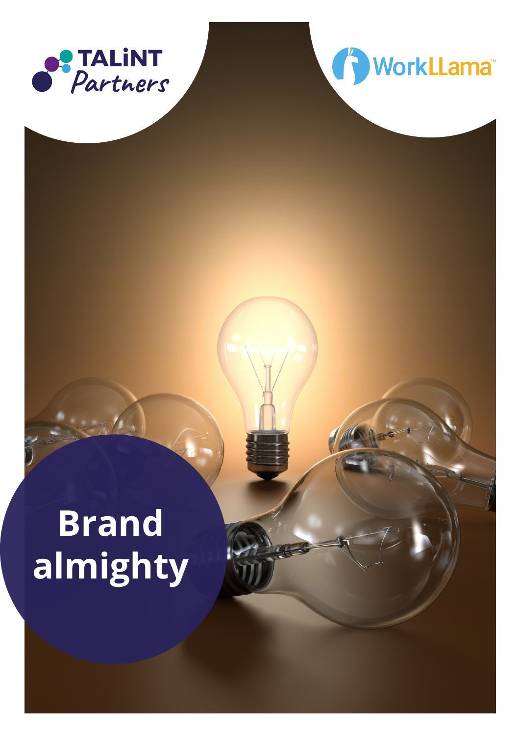TALiNT Partners

WorkLLama™

# Brand almighty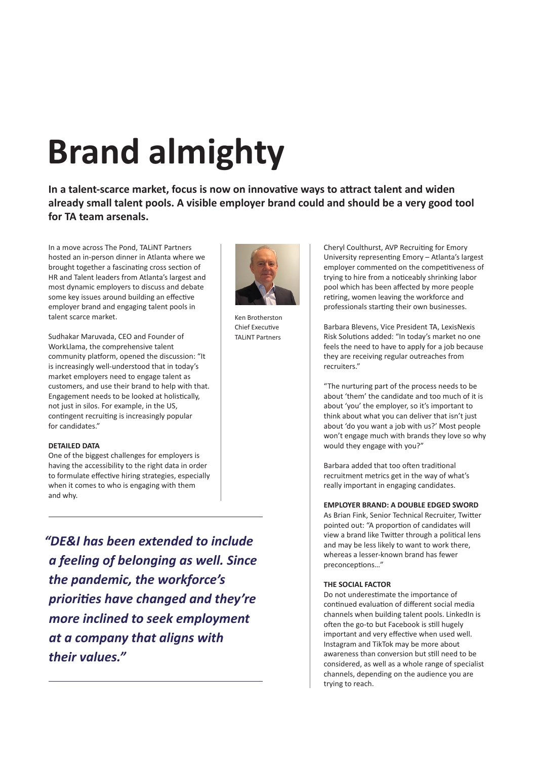# Brand almighty

**In a talent-scarce market, focus is now on innovative ways to attract talent and widen already small talent pools. A visible employer brand could and should be a very good tool for TA team arsenals.**

In a move across The Pond, TALiNT Partners hosted an in-person dinner in Atlanta where we brought together a fascinating cross section of HR and Talent leaders from Atlanta's largest and most dynamic employers to discuss and debate some key issues around building an effective employer brand and engaging talent pools in talent scarce market.

Sudhakar Maruvada, CEO and Founder of WorkLlama, the comprehensive talent community platform, opened the discussion: "It is increasingly well-understood that in today's market employers need to engage talent as customers, and use their brand to help with that. Engagement needs to be looked at holistically, not just in silos. For example, in the US, contingent recruiting is increasingly popular for candidates."

Ken Brotherston
Chief Executive
TALiNT Partners

**DETAILED DATA**

One of the biggest challenges for employers is having the accessibility to the right data in order to formulate effective hiring strategies, especially when it comes to who is engaging with them and why.

> ***"DE&I has been extended to include a feeling of belonging as well. Since the pandemic, the workforce's priorities have changed and they're more inclined to seek employment at a company that aligns with their values."***

Cheryl Coulthurst, AVP Recruiting for Emory University representing Emory – Atlanta's largest employer commented on the competitiveness of trying to hire from a noticeably shrinking labor pool which has been affected by more people retiring, women leaving the workforce and professionals starting their own businesses.

Barbara Blevens, Vice President TA, LexisNexis Risk Solutions added: "In today's market no one feels the need to have to apply for a job because they are receiving regular outreaches from recruiters."

"The nurturing part of the process needs to be about 'them' the candidate and too much of it is about 'you' the employer, so it's important to think about what you can deliver that isn't just about 'do you want a job with us?' Most people won't engage much with brands they love so why would they engage with you?"

Barbara added that too often traditional recruitment metrics get in the way of what's really important in engaging candidates.

**EMPLOYER BRAND: A DOUBLE EDGED SWORD**

As Brian Fink, Senior Technical Recruiter, Twitter pointed out: "A proportion of candidates will view a brand like Twitter through a political lens and may be less likely to want to work there, whereas a lesser-known brand has fewer preconceptions…"

**THE SOCIAL FACTOR**

Do not underestimate the importance of continued evaluation of different social media channels when building talent pools. LinkedIn is often the go-to but Facebook is still hugely important and very effective when used well. Instagram and TikTok may be more about awareness than conversion but still need to be considered, as well as a whole range of specialist channels, depending on the audience you are trying to reach.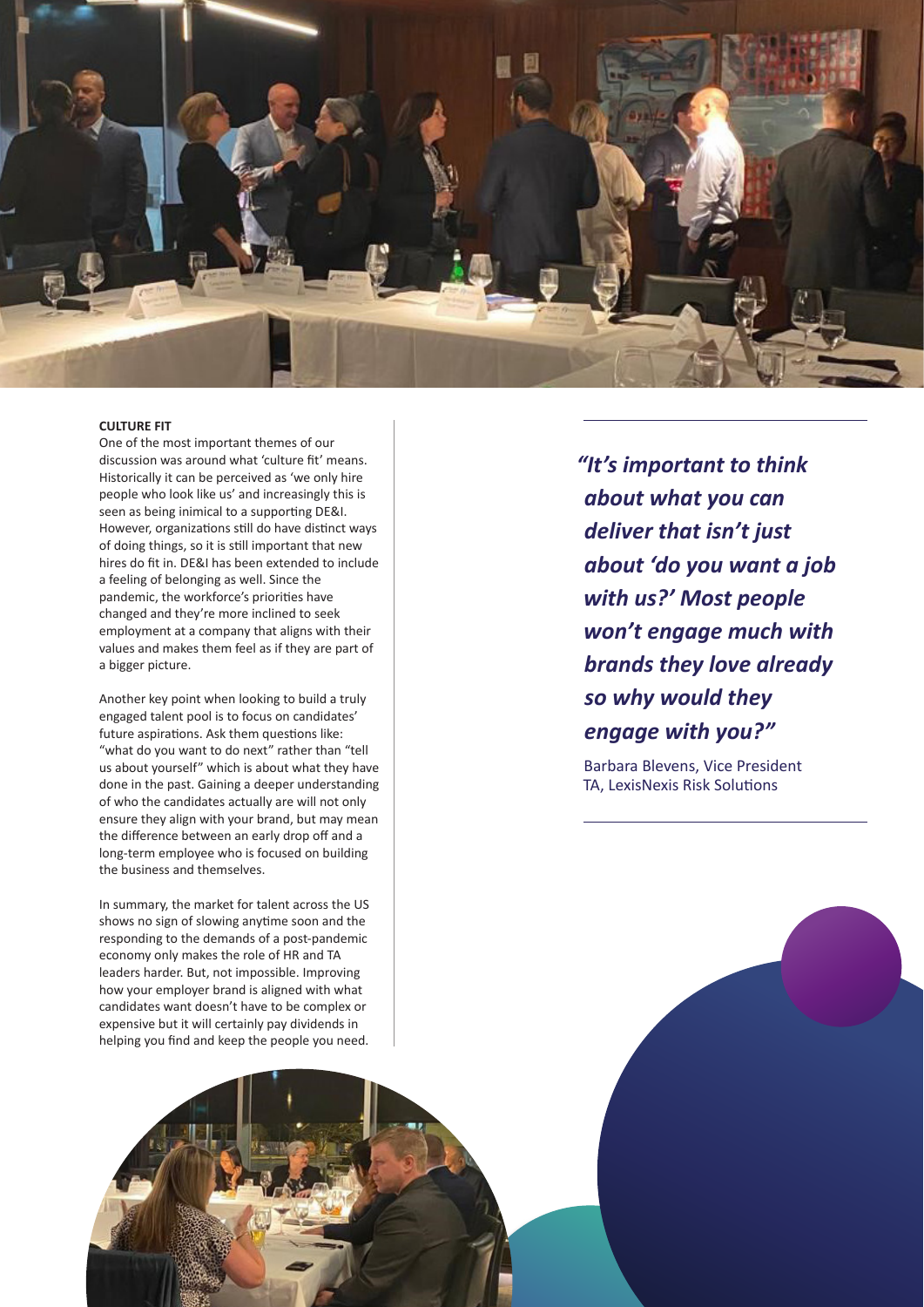**CULTURE FIT**

One of the most important themes of our discussion was around what 'culture fit' means. Historically it can be perceived as 'we only hire people who look like us' and increasingly this is seen as being inimical to a supporting DE&I. However, organizations still do have distinct ways of doing things, so it is still important that new hires do fit in. DE&I has been extended to include a feeling of belonging as well. Since the pandemic, the workforce's priorities have changed and they're more inclined to seek employment at a company that aligns with their values and makes them feel as if they are part of a bigger picture.

Another key point when looking to build a truly engaged talent pool is to focus on candidates' future aspirations. Ask them questions like: "what do you want to do next" rather than "tell us about yourself" which is about what they have done in the past. Gaining a deeper understanding of who the candidates actually are will not only ensure they align with your brand, but may mean the difference between an early drop off and a long-term employee who is focused on building the business and themselves.

In summary, the market for talent across the US shows no sign of slowing anytime soon and the responding to the demands of a post-pandemic economy only makes the role of HR and TA leaders harder. But, not impossible. Improving how your employer brand is aligned with what candidates want doesn't have to be complex or expensive but it will certainly pay dividends in helping you find and keep the people you need.

> ***"It's important to think about what you can deliver that isn't just about 'do you want a job with us?' Most people won't engage much with brands they love already so why would they engage with you?"***
>
> Barbara Blevens, Vice President TA, LexisNexis Risk Solutions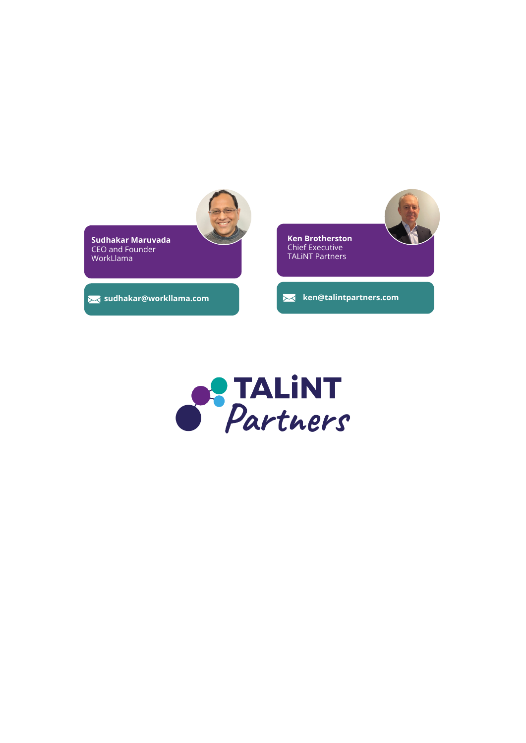**Sudhakar Maruvada**
CEO and Founder
WorkLlama

sudhakar@workllama.com

**Ken Brotherston**
Chief Executive
TALiNT Partners

ken@talintpartners.com

TALiNT Partners